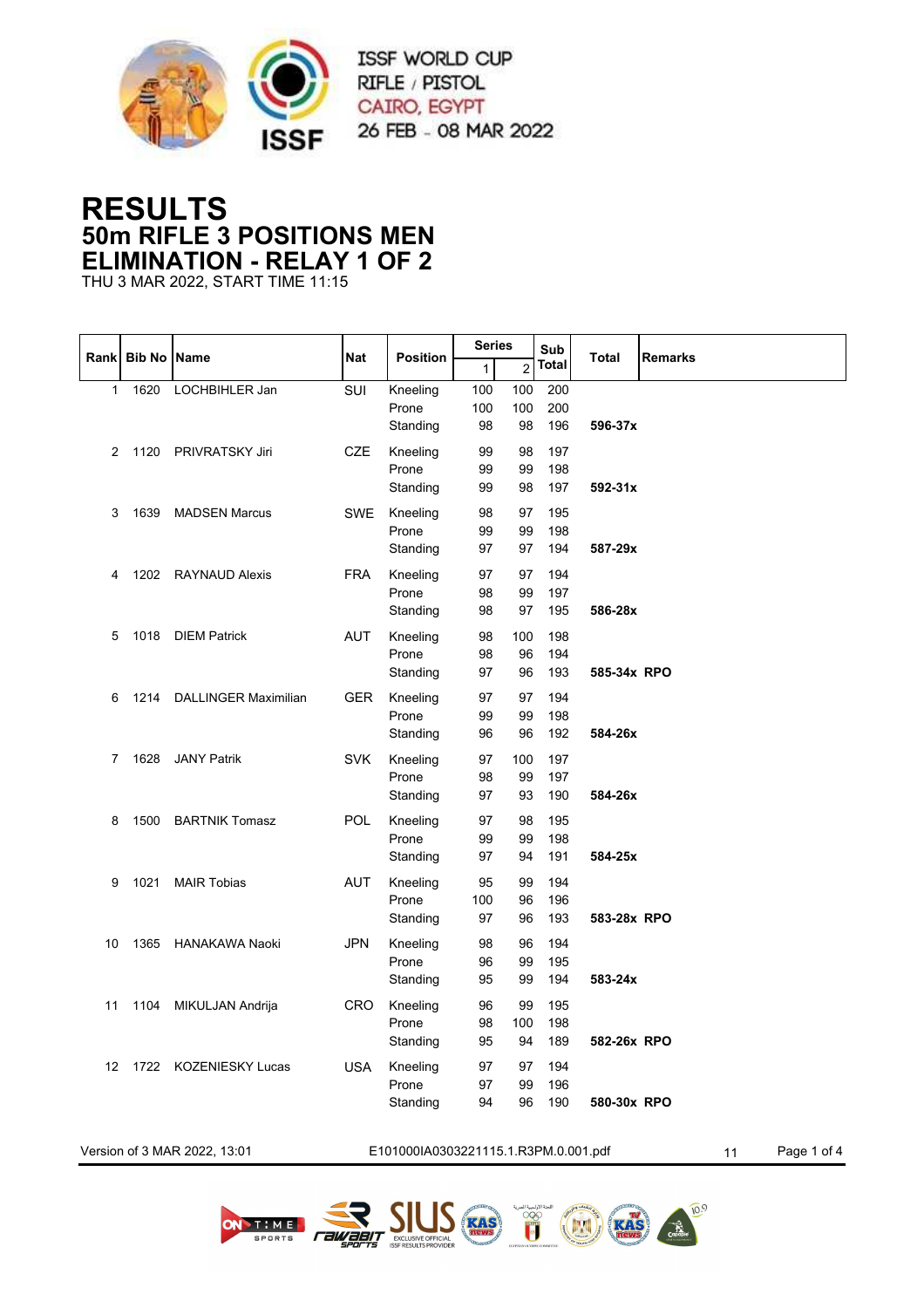ISSF WORLD CUP
RIFLE / PISTOL
CAIRO, EGYPT
26 FEB - 08 MAR 2022

# RESULTS
## 50m RIFLE 3 POSITIONS MEN
## ELIMINATION - RELAY 1 OF 2

THU 3 MAR 2022, START TIME 11:15

| Rank | Bib No | Name | Nat | Position | Series 1 | Series 2 | Sub Total | Total | Remarks |
|---|---|---|---|---|---|---|---|---|---|
| 1 | 1620 | LOCHBIHLER Jan | SUI | Kneeling | 100 | 100 | 200 | | |
| | | | | Prone | 100 | 100 | 200 | | |
| | | | | Standing | 98 | 98 | 196 | **596-37x** | |
| 2 | 1120 | PRIVRATSKY Jiri | CZE | Kneeling | 99 | 98 | 197 | | |
| | | | | Prone | 99 | 99 | 198 | | |
| | | | | Standing | 99 | 98 | 197 | **592-31x** | |
| 3 | 1639 | MADSEN Marcus | SWE | Kneeling | 98 | 97 | 195 | | |
| | | | | Prone | 99 | 99 | 198 | | |
| | | | | Standing | 97 | 97 | 194 | **587-29x** | |
| 4 | 1202 | RAYNAUD Alexis | FRA | Kneeling | 97 | 97 | 194 | | |
| | | | | Prone | 98 | 99 | 197 | | |
| | | | | Standing | 98 | 97 | 195 | **586-28x** | |
| 5 | 1018 | DIEM Patrick | AUT | Kneeling | 98 | 100 | 198 | | |
| | | | | Prone | 98 | 96 | 194 | | |
| | | | | Standing | 97 | 96 | 193 | **585-34x** | **RPO** |
| 6 | 1214 | DALLINGER Maximilian | GER | Kneeling | 97 | 97 | 194 | | |
| | | | | Prone | 99 | 99 | 198 | | |
| | | | | Standing | 96 | 96 | 192 | **584-26x** | |
| 7 | 1628 | JANY Patrik | SVK | Kneeling | 97 | 100 | 197 | | |
| | | | | Prone | 98 | 99 | 197 | | |
| | | | | Standing | 97 | 93 | 190 | **584-26x** | |
| 8 | 1500 | BARTNIK Tomasz | POL | Kneeling | 97 | 98 | 195 | | |
| | | | | Prone | 99 | 99 | 198 | | |
| | | | | Standing | 97 | 94 | 191 | **584-25x** | |
| 9 | 1021 | MAIR Tobias | AUT | Kneeling | 95 | 99 | 194 | | |
| | | | | Prone | 100 | 96 | 196 | | |
| | | | | Standing | 97 | 96 | 193 | **583-28x** | **RPO** |
| 10 | 1365 | HANAKAWA Naoki | JPN | Kneeling | 98 | 96 | 194 | | |
| | | | | Prone | 96 | 99 | 195 | | |
| | | | | Standing | 95 | 99 | 194 | **583-24x** | |
| 11 | 1104 | MIKULJAN Andrija | CRO | Kneeling | 96 | 99 | 195 | | |
| | | | | Prone | 98 | 100 | 198 | | |
| | | | | Standing | 95 | 94 | 189 | **582-26x** | **RPO** |
| 12 | 1722 | KOZENIESKY Lucas | USA | Kneeling | 97 | 97 | 194 | | |
| | | | | Prone | 97 | 99 | 196 | | |
| | | | | Standing | 94 | 96 | 190 | **580-30x** | **RPO** |

Version of 3 MAR 2022, 13:01 E101000IA0303221115.1.R3PM.0.001.pdf 11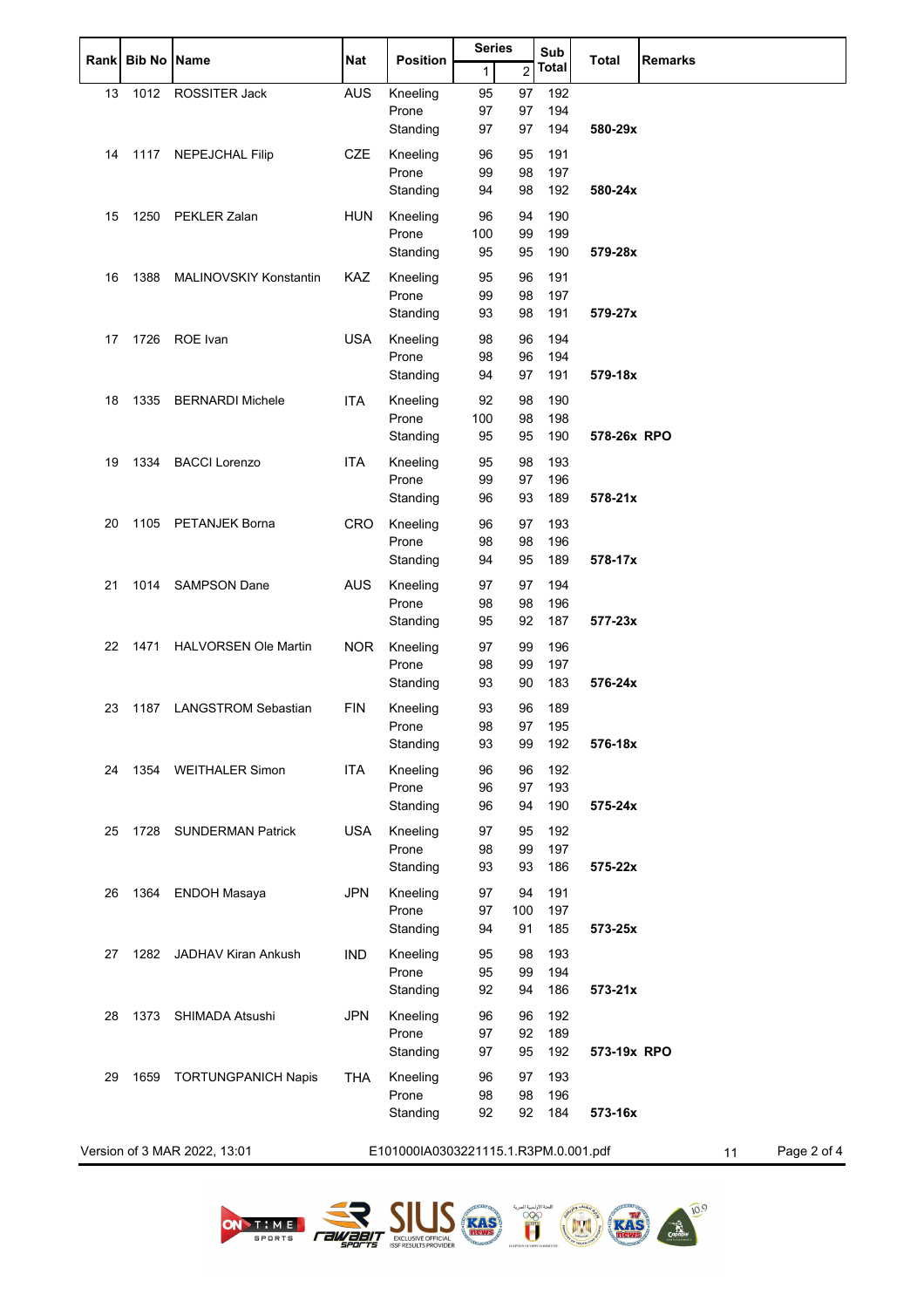| Rank | Bib No | Name | Nat | Position | Series 1 | Series 2 | Sub Total | Total | Remarks |
|---|---|---|---|---|---|---|---|---|---|
| 13 | 1012 | ROSSITER Jack | AUS | Kneeling | 95 | 97 | 192 | | |
| | | | | Prone | 97 | 97 | 194 | | |
| | | | | Standing | 97 | 97 | 194 | **580-29x** | |
| 14 | 1117 | NEPEJCHAL Filip | CZE | Kneeling | 96 | 95 | 191 | | |
| | | | | Prone | 99 | 98 | 197 | | |
| | | | | Standing | 94 | 98 | 192 | **580-24x** | |
| 15 | 1250 | PEKLER Zalan | HUN | Kneeling | 96 | 94 | 190 | | |
| | | | | Prone | 100 | 99 | 199 | | |
| | | | | Standing | 95 | 95 | 190 | **579-28x** | |
| 16 | 1388 | MALINOVSKIY Konstantin | KAZ | Kneeling | 95 | 96 | 191 | | |
| | | | | Prone | 99 | 98 | 197 | | |
| | | | | Standing | 93 | 98 | 191 | **579-27x** | |
| 17 | 1726 | ROE Ivan | USA | Kneeling | 98 | 96 | 194 | | |
| | | | | Prone | 98 | 96 | 194 | | |
| | | | | Standing | 94 | 97 | 191 | **579-18x** | |
| 18 | 1335 | BERNARDI Michele | ITA | Kneeling | 92 | 98 | 190 | | |
| | | | | Prone | 100 | 98 | 198 | | |
| | | | | Standing | 95 | 95 | 190 | **578-26x** | **RPO** |
| 19 | 1334 | BACCI Lorenzo | ITA | Kneeling | 95 | 98 | 193 | | |
| | | | | Prone | 99 | 97 | 196 | | |
| | | | | Standing | 96 | 93 | 189 | **578-21x** | |
| 20 | 1105 | PETANJEK Borna | CRO | Kneeling | 96 | 97 | 193 | | |
| | | | | Prone | 98 | 98 | 196 | | |
| | | | | Standing | 94 | 95 | 189 | **578-17x** | |
| 21 | 1014 | SAMPSON Dane | AUS | Kneeling | 97 | 97 | 194 | | |
| | | | | Prone | 98 | 98 | 196 | | |
| | | | | Standing | 95 | 92 | 187 | **577-23x** | |
| 22 | 1471 | HALVORSEN Ole Martin | NOR | Kneeling | 97 | 99 | 196 | | |
| | | | | Prone | 98 | 99 | 197 | | |
| | | | | Standing | 93 | 90 | 183 | **576-24x** | |
| 23 | 1187 | LANGSTROM Sebastian | FIN | Kneeling | 93 | 96 | 189 | | |
| | | | | Prone | 98 | 97 | 195 | | |
| | | | | Standing | 93 | 99 | 192 | **576-18x** | |
| 24 | 1354 | WEITHALER Simon | ITA | Kneeling | 96 | 96 | 192 | | |
| | | | | Prone | 96 | 97 | 193 | | |
| | | | | Standing | 96 | 94 | 190 | **575-24x** | |
| 25 | 1728 | SUNDERMAN Patrick | USA | Kneeling | 97 | 95 | 192 | | |
| | | | | Prone | 98 | 99 | 197 | | |
| | | | | Standing | 93 | 93 | 186 | **575-22x** | |
| 26 | 1364 | ENDOH Masaya | JPN | Kneeling | 97 | 94 | 191 | | |
| | | | | Prone | 97 | 100 | 197 | | |
| | | | | Standing | 94 | 91 | 185 | **573-25x** | |
| 27 | 1282 | JADHAV Kiran Ankush | IND | Kneeling | 95 | 98 | 193 | | |
| | | | | Prone | 95 | 99 | 194 | | |
| | | | | Standing | 92 | 94 | 186 | **573-21x** | |
| 28 | 1373 | SHIMADA Atsushi | JPN | Kneeling | 96 | 96 | 192 | | |
| | | | | Prone | 97 | 92 | 189 | | |
| | | | | Standing | 97 | 95 | 192 | **573-19x** | **RPO** |
| 29 | 1659 | TORTUNGPANICH Napis | THA | Kneeling | 96 | 97 | 193 | | |
| | | | | Prone | 98 | 98 | 196 | | |
| | | | | Standing | 92 | 92 | 184 | **573-16x** | |

Version of 3 MAR 2022, 13:01 E101000IA0303221115.1.R3PM.0.001.pdf 11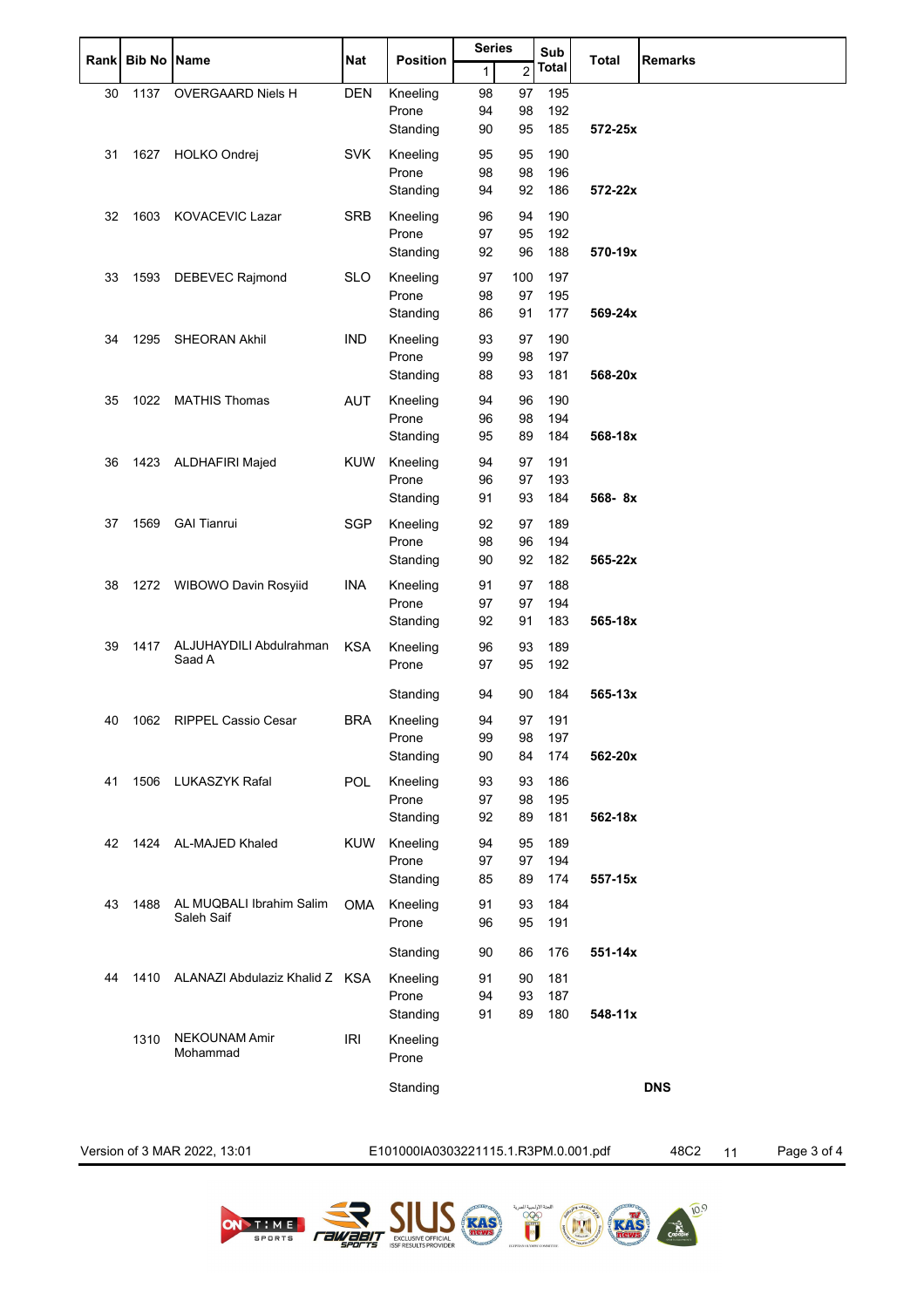| Rank | Bib No | Name | Nat | Position | Series 1 | Series 2 | Sub Total | Total | Remarks |
|---|---|---|---|---|---|---|---|---|---|
| 30 | 1137 | OVERGAARD Niels H | DEN | Kneeling | 98 | 97 | 195 | | |
| | | | | Prone | 94 | 98 | 192 | | |
| | | | | Standing | 90 | 95 | 185 | **572-25x** | |
| 31 | 1627 | HOLKO Ondrej | SVK | Kneeling | 95 | 95 | 190 | | |
| | | | | Prone | 98 | 98 | 196 | | |
| | | | | Standing | 94 | 92 | 186 | **572-22x** | |
| 32 | 1603 | KOVACEVIC Lazar | SRB | Kneeling | 96 | 94 | 190 | | |
| | | | | Prone | 97 | 95 | 192 | | |
| | | | | Standing | 92 | 96 | 188 | **570-19x** | |
| 33 | 1593 | DEBEVEC Rajmond | SLO | Kneeling | 97 | 100 | 197 | | |
| | | | | Prone | 98 | 97 | 195 | | |
| | | | | Standing | 86 | 91 | 177 | **569-24x** | |
| 34 | 1295 | SHEORAN Akhil | IND | Kneeling | 93 | 97 | 190 | | |
| | | | | Prone | 99 | 98 | 197 | | |
| | | | | Standing | 88 | 93 | 181 | **568-20x** | |
| 35 | 1022 | MATHIS Thomas | AUT | Kneeling | 94 | 96 | 190 | | |
| | | | | Prone | 96 | 98 | 194 | | |
| | | | | Standing | 95 | 89 | 184 | **568-18x** | |
| 36 | 1423 | ALDHAFIRI Majed | KUW | Kneeling | 94 | 97 | 191 | | |
| | | | | Prone | 96 | 97 | 193 | | |
| | | | | Standing | 91 | 93 | 184 | **568- 8x** | |
| 37 | 1569 | GAI Tianrui | SGP | Kneeling | 92 | 97 | 189 | | |
| | | | | Prone | 98 | 96 | 194 | | |
| | | | | Standing | 90 | 92 | 182 | **565-22x** | |
| 38 | 1272 | WIBOWO Davin Rosyiid | INA | Kneeling | 91 | 97 | 188 | | |
| | | | | Prone | 97 | 97 | 194 | | |
| | | | | Standing | 92 | 91 | 183 | **565-18x** | |
| 39 | 1417 | ALJUHAYDILI Abdulrahman Saad A | KSA | Kneeling | 96 | 93 | 189 | | |
| | | | | Prone | 97 | 95 | 192 | | |
| | | | | Standing | 94 | 90 | 184 | **565-13x** | |
| 40 | 1062 | RIPPEL Cassio Cesar | BRA | Kneeling | 94 | 97 | 191 | | |
| | | | | Prone | 99 | 98 | 197 | | |
| | | | | Standing | 90 | 84 | 174 | **562-20x** | |
| 41 | 1506 | LUKASZYK Rafal | POL | Kneeling | 93 | 93 | 186 | | |
| | | | | Prone | 97 | 98 | 195 | | |
| | | | | Standing | 92 | 89 | 181 | **562-18x** | |
| 42 | 1424 | AL-MAJED Khaled | KUW | Kneeling | 94 | 95 | 189 | | |
| | | | | Prone | 97 | 97 | 194 | | |
| | | | | Standing | 85 | 89 | 174 | **557-15x** | |
| 43 | 1488 | AL MUQBALI Ibrahim Salim Saleh Saif | OMA | Kneeling | 91 | 93 | 184 | | |
| | | | | Prone | 96 | 95 | 191 | | |
| | | | | Standing | 90 | 86 | 176 | **551-14x** | |
| 44 | 1410 | ALANAZI Abdulaziz Khalid Z | KSA | Kneeling | 91 | 90 | 181 | | |
| | | | | Prone | 94 | 93 | 187 | | |
| | | | | Standing | 91 | 89 | 180 | **548-11x** | |
| | 1310 | NEKOUNAM Amir Mohammad | IRI | Kneeling | | | | | |
| | | | | Prone | | | | | |
| | | | | Standing | | | | | **DNS** |

Version of 3 MAR 2022, 13:01 E101000IA0303221115.1.R3PM.0.001.pdf 48C2 11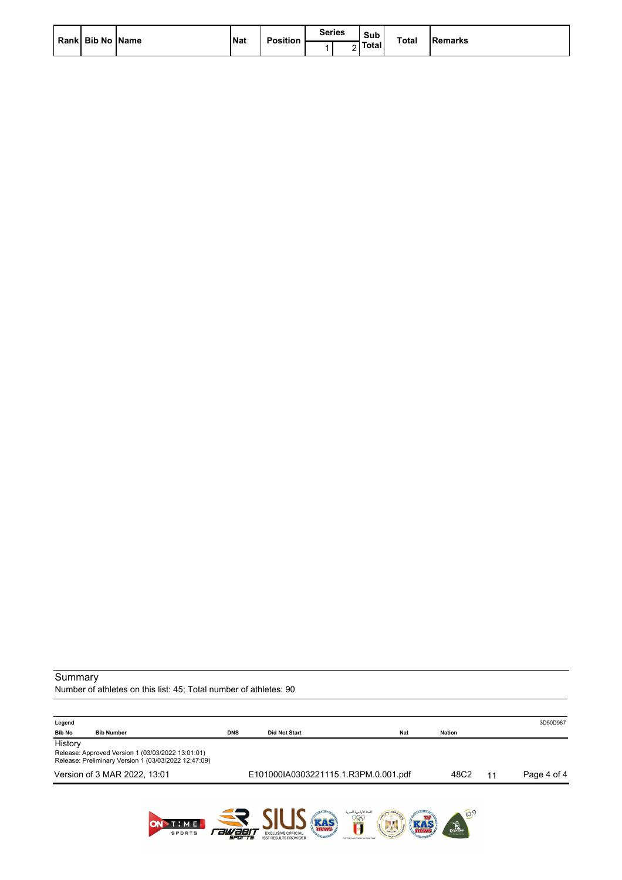| Rank | Bib No | Name | Nat | Position | Series | | Sub Total | Total | Remarks |
|---|---|---|---|---|---|---|---|---|---|
| | | | | | 1 | 2 | | | |

## Summary

Number of athletes on this list: 45; Total number of athletes: 90

**Legend** 3D50D967

| Bib No | Bib Number | DNS | Did Not Start | Nat | Nation |
|---|---|---|---|---|---|

History

Release: Approved Version 1 (03/03/2022 13:01:01)
Release: Preliminary Version 1 (03/03/2022 12:47:09)

Version of 3 MAR 2022, 13:01 E101000IA0303221115.1.R3PM.0.001.pdf 48C2 11